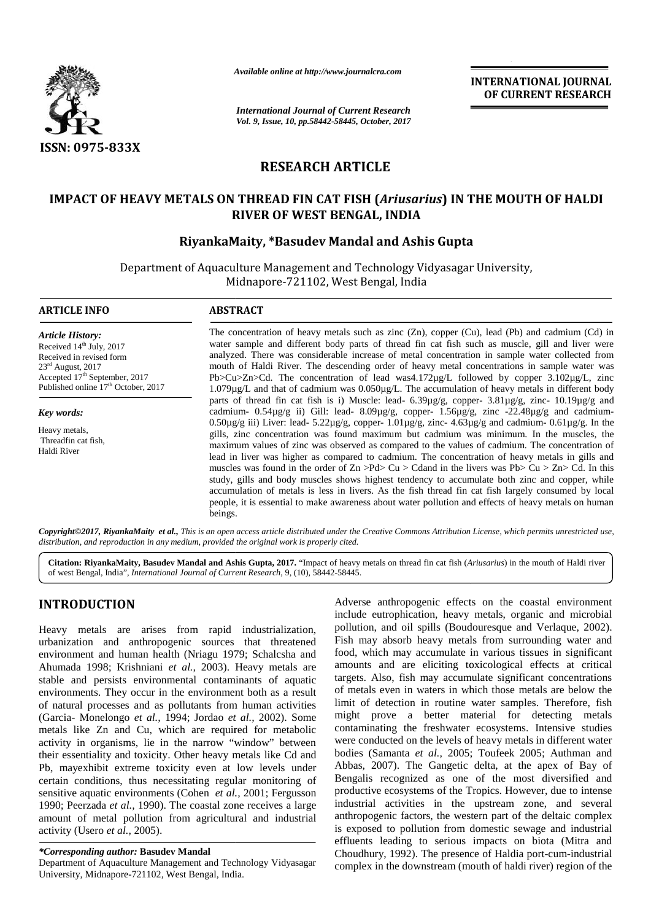*Available online at http://www.journalcra.com*

*International Journal of Current Research*
*Vol. 9, Issue, 10, pp.58442-58445, October, 2017*

**INTERNATIONAL JOURNAL OF CURRENT RESEARCH**

ISSN: 0975-833X

## RESEARCH ARTICLE

# IMPACT OF HEAVY METALS ON THREAD FIN CAT FISH (*Ariusarius*) IN THE MOUTH OF HALDI RIVER OF WEST BENGAL, INDIA

### RiyankaMaity, *Basudev Mandal and Ashis Gupta

Department of Aquaculture Management and Technology Vidyasagar University, Midnapore-721102, West Bengal, India

### ARTICLE INFO

*Article History:*
Received 14th July, 2017
Received in revised form
23rd August, 2017
Accepted 17th September, 2017
Published online 17th October, 2017

*Key words:*
Heavy metals,
Threadfin cat fish,
Haldi River

### ABSTRACT

The concentration of heavy metals such as zinc (Zn), copper (Cu), lead (Pb) and cadmium (Cd) in water sample and different body parts of thread fin cat fish such as muscle, gill and liver were analyzed. There was considerable increase of metal concentration in sample water collected from mouth of Haldi River. The descending order of heavy metal concentrations in sample water was Pb>Cu>Zn>Cd. The concentration of lead was4.172µg/L followed by copper 3.102µg/L, zinc 1.079µg/L and that of cadmium was 0.050µg/L. The accumulation of heavy metals in different body parts of thread fin cat fish is i) Muscle: lead- 6.39µg/g, copper- 3.81µg/g, zinc- 10.19µg/g and cadmium- 0.54µg/g ii) Gill: lead- 8.09µg/g, copper- 1.56µg/g, zinc -22.48µg/g and cadmium- 0.50µg/g iii) Liver: lead- 5.22µg/g, copper- 1.01µg/g, zinc- 4.63µg/g and cadmium- 0.61µg/g. In the gills, zinc concentration was found maximum but cadmium was minimum. In the muscles, the maximum values of zinc was observed as compared to the values of cadmium. The concentration of lead in liver was higher as compared to cadmium. The concentration of heavy metals in gills and muscles was found in the order of Zn >Pd> Cu > Cdand in the livers was Pb> Cu > Zn> Cd. In this study, gills and body muscles shows highest tendency to accumulate both zinc and copper, while accumulation of metals is less in livers. As the fish thread fin cat fish largely consumed by local people, it is essential to make awareness about water pollution and effects of heavy metals on human beings.

*Copyright©2017, RiyankaMaity et al., This is an open access article distributed under the Creative Commons Attribution License, which permits unrestricted use, distribution, and reproduction in any medium, provided the original work is properly cited.*

**Citation: RiyankaMaity, Basudev Mandal and Ashis Gupta, 2017.** "Impact of heavy metals on thread fin cat fish (*Ariusarius*) in the mouth of Haldi river of west Bengal, India", *International Journal of Current Research*, 9, (10), 58442-58445.

## INTRODUCTION

Heavy metals are arises from rapid industrialization, urbanization and anthropogenic sources that threatened environment and human health (Nriagu 1979; Schalcsha and Ahumada 1998; Krishniani *et al.,* 2003). Heavy metals are stable and persists environmental contaminants of aquatic environments. They occur in the environment both as a result of natural processes and as pollutants from human activities (Garcia- Monelongo *et al.,* 1994; Jordao *et al.,* 2002). Some metals like Zn and Cu, which are required for metabolic activity in organisms, lie in the narrow "window" between their essentiality and toxicity. Other heavy metals like Cd and Pb, mayexhibit extreme toxicity even at low levels under certain conditions, thus necessitating regular monitoring of sensitive aquatic environments (Cohen *et al.,* 2001; Fergusson 1990; Peerzada *et al.,* 1990). The coastal zone receives a large amount of metal pollution from agricultural and industrial activity (Usero *et al.,* 2005).

Adverse anthropogenic effects on the coastal environment include eutrophication, heavy metals, organic and microbial pollution, and oil spills (Boudouresque and Verlaque, 2002). Fish may absorb heavy metals from surrounding water and food, which may accumulate in various tissues in significant amounts and are eliciting toxicological effects at critical targets. Also, fish may accumulate significant concentrations of metals even in waters in which those metals are below the limit of detection in routine water samples. Therefore, fish might prove a better material for detecting metals contaminating the freshwater ecosystems. Intensive studies were conducted on the levels of heavy metals in different water bodies (Samanta *et al.,* 2005; Toufeek 2005; Authman and Abbas, 2007). The Gangetic delta, at the apex of Bay of Bengalis recognized as one of the most diversified and productive ecosystems of the Tropics. However, due to intense industrial activities in the upstream zone, and several anthropogenic factors, the western part of the deltaic complex is exposed to pollution from domestic sewage and industrial effluents leading to serious impacts on biota (Mitra and Choudhury, 1992). The presence of Haldia port-cum-industrial complex in the downstream (mouth of haldi river) region of the

***Corresponding author:* Basudev Mandal**
Department of Aquaculture Management and Technology Vidyasagar University, Midnapore-721102, West Bengal, India.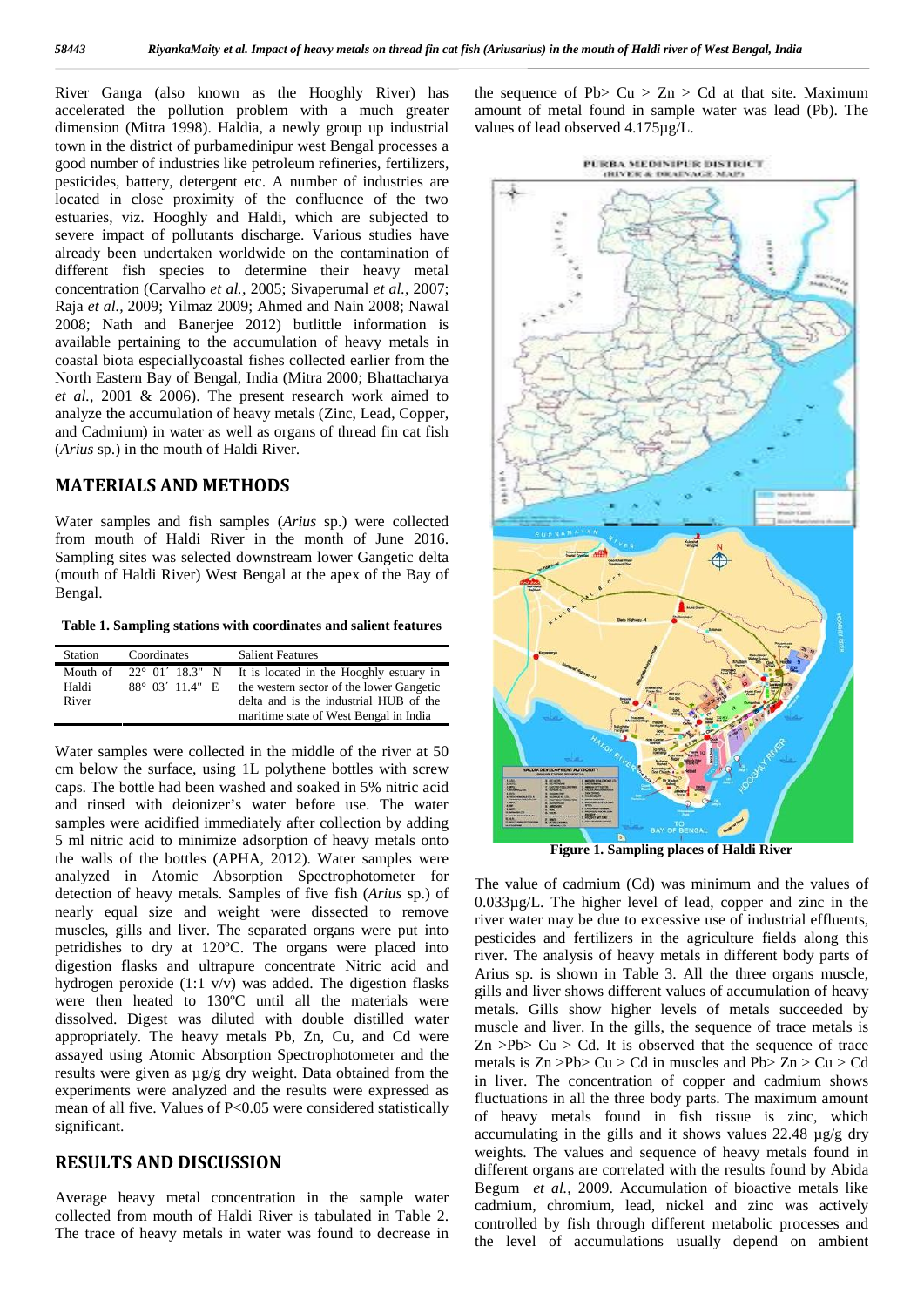River Ganga (also known as the Hooghly River) has accelerated the pollution problem with a much greater dimension (Mitra 1998). Haldia, a newly group up industrial town in the district of purbamedinipur west Bengal processes a good number of industries like petroleum refineries, fertilizers, pesticides, battery, detergent etc. A number of industries are located in close proximity of the confluence of the two estuaries, viz. Hooghly and Haldi, which are subjected to severe impact of pollutants discharge. Various studies have already been undertaken worldwide on the contamination of different fish species to determine their heavy metal concentration (Carvalho *et al.,* 2005; Sivaperumal *et al.,* 2007; Raja *et al.,* 2009; Yilmaz 2009; Ahmed and Nain 2008; Nawal 2008; Nath and Banerjee 2012) butlittle information is available pertaining to the accumulation of heavy metals in coastal biota especiallycoastal fishes collected earlier from the North Eastern Bay of Bengal, India (Mitra 2000; Bhattacharya *et al.,* 2001 & 2006). The present research work aimed to analyze the accumulation of heavy metals (Zinc, Lead, Copper, and Cadmium) in water as well as organs of thread fin cat fish (*Arius* sp.) in the mouth of Haldi River.

## MATERIALS AND METHODS

Water samples and fish samples (*Arius* sp.) were collected from mouth of Haldi River in the month of June 2016. Sampling sites was selected downstream lower Gangetic delta (mouth of Haldi River) West Bengal at the apex of the Bay of Bengal.

**Table 1. Sampling stations with coordinates and salient features**

| Station | Coordinates | Salient Features |
|---|---|---|
| Mouth of Haldi River | 22° 01´ 18.3" N 88° 03´ 11.4" E | It is located in the Hooghly estuary in the western sector of the lower Gangetic delta and is the industrial HUB of the maritime state of West Bengal in India |

Water samples were collected in the middle of the river at 50 cm below the surface, using 1L polythene bottles with screw caps. The bottle had been washed and soaked in 5% nitric acid and rinsed with deionizer's water before use. The water samples were acidified immediately after collection by adding 5 ml nitric acid to minimize adsorption of heavy metals onto the walls of the bottles (APHA, 2012). Water samples were analyzed in Atomic Absorption Spectrophotometer for detection of heavy metals. Samples of five fish (*Arius* sp.) of nearly equal size and weight were dissected to remove muscles, gills and liver. The separated organs were put into petridishes to dry at 120ºC. The organs were placed into digestion flasks and ultrapure concentrate Nitric acid and hydrogen peroxide (1:1 v/v) was added. The digestion flasks were then heated to 130ºC until all the materials were dissolved. Digest was diluted with double distilled water appropriately. The heavy metals Pb, Zn, Cu, and Cd were assayed using Atomic Absorption Spectrophotometer and the results were given as µg/g dry weight. Data obtained from the experiments were analyzed and the results were expressed as mean of all five. Values of $P<0.05$ were considered statistically significant.

## RESULTS AND DISCUSSION

Average heavy metal concentration in the sample water collected from mouth of Haldi River is tabulated in Table 2. The trace of heavy metals in water was found to decrease in the sequence of Pb> Cu > Zn > Cd at that site. Maximum amount of metal found in sample water was lead (Pb). The values of lead observed 4.175µg/L.

Figure 1. Sampling places of Haldi River

The value of cadmium (Cd) was minimum and the values of 0.033µg/L. The higher level of lead, copper and zinc in the river water may be due to excessive use of industrial effluents, pesticides and fertilizers in the agriculture fields along this river. The analysis of heavy metals in different body parts of Arius sp. is shown in Table 3. All the three organs muscle, gills and liver shows different values of accumulation of heavy metals. Gills show higher levels of metals succeeded by muscle and liver. In the gills, the sequence of trace metals is Zn >Pb> Cu > Cd. It is observed that the sequence of trace metals is Zn >Pb> Cu > Cd in muscles and Pb> Zn > Cu > Cd in liver. The concentration of copper and cadmium shows fluctuations in all the three body parts. The maximum amount of heavy metals found in fish tissue is zinc, which accumulating in the gills and it shows values 22.48 µg/g dry weights. The values and sequence of heavy metals found in different organs are correlated with the results found by Abida Begum *et al.,* 2009. Accumulation of bioactive metals like cadmium, chromium, lead, nickel and zinc was actively controlled by fish through different metabolic processes and the level of accumulations usually depend on ambient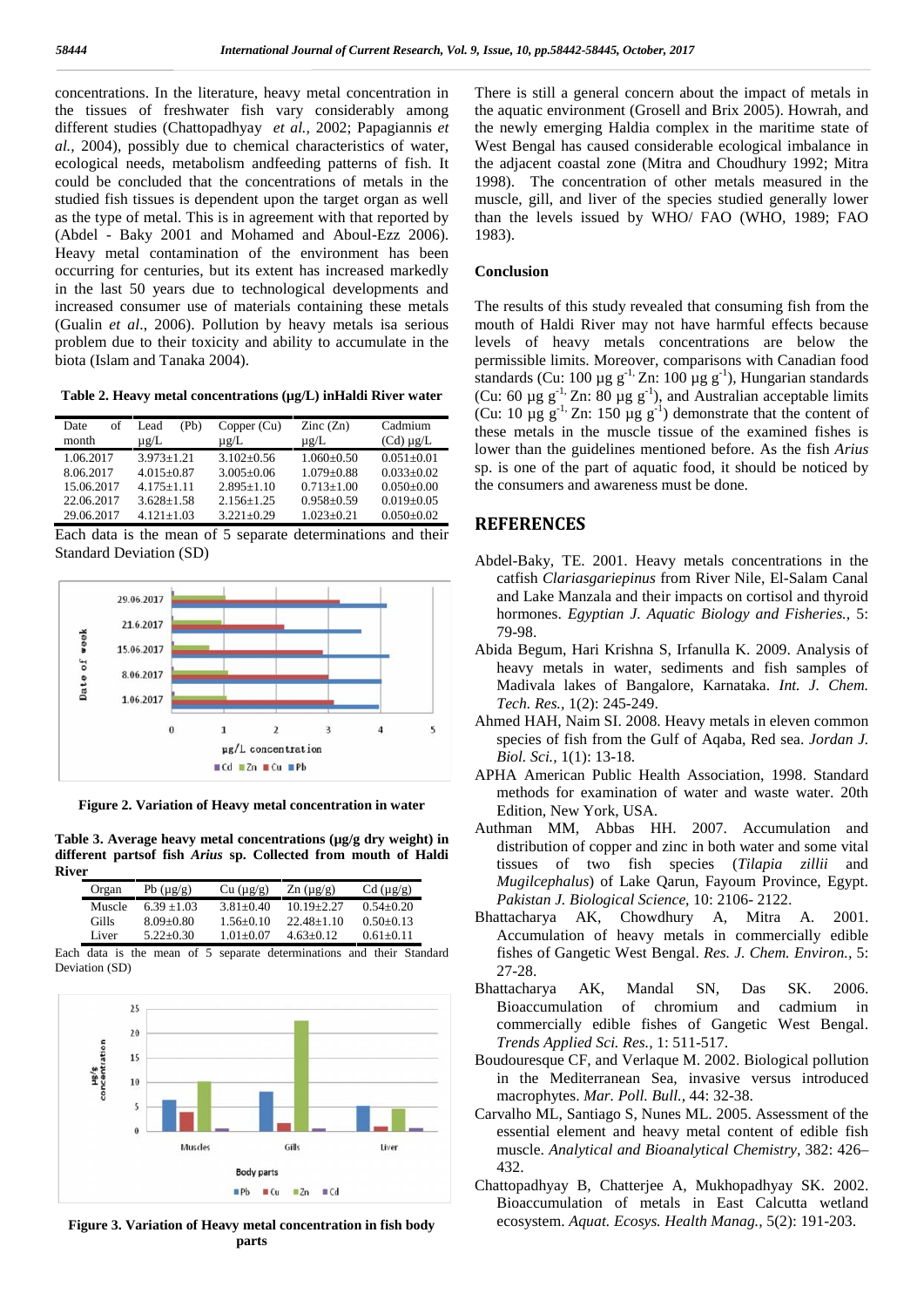concentrations. In the literature, heavy metal concentration in the tissues of freshwater fish vary considerably among different studies (Chattopadhyay *et al.,* 2002; Papagiannis *et al.,* 2004), possibly due to chemical characteristics of water, ecological needs, metabolism andfeeding patterns of fish. It could be concluded that the concentrations of metals in the studied fish tissues is dependent upon the target organ as well as the type of metal. This is in agreement with that reported by (Abdel - Baky 2001 and Mohamed and Aboul-Ezz 2006). Heavy metal contamination of the environment has been occurring for centuries, but its extent has increased markedly in the last 50 years due to technological developments and increased consumer use of materials containing these metals (Gualin *et al*., 2006). Pollution by heavy metals isa serious problem due to their toxicity and ability to accumulate in the biota (Islam and Tanaka 2004).

**Table 2. Heavy metal concentrations (μg/L) inHaldi River water**

| Date of month | Lead (Pb) μg/L | Copper (Cu) μg/L | Zinc (Zn) μg/L | Cadmium (Cd) μg/L |
|---|---|---|---|---|
| 1.06.2017 | 3.973±1.21 | 3.102±0.56 | 1.060±0.50 | 0.051±0.01 |
| 8.06.2017 | 4.015±0.87 | 3.005±0.06 | 1.079±0.88 | 0.033±0.02 |
| 15.06.2017 | 4.175±1.11 | 2.895±1.10 | 0.713±1.00 | 0.050±0.00 |
| 22.06.2017 | 3.628±1.58 | 2.156±1.25 | 0.958±0.59 | 0.019±0.05 |
| 29.06.2017 | 4.121±1.03 | 3.221±0.29 | 1.023±0.21 | 0.050±0.02 |

Each data is the mean of 5 separate determinations and their Standard Deviation (SD)

**Figure 2. Variation of Heavy metal concentration in water**

**Table 3. Average heavy metal concentrations (μg/g dry weight) in different partsof fish *Arius* sp. Collected from mouth of Haldi River**

| Organ | Pb (μg/g) | Cu (μg/g) | Zn (μg/g) | Cd (μg/g) |
|---|---|---|---|---|
| Muscle | 6.39 ±1.03 | 3.81±0.40 | 10.19±2.27 | 0.54±0.20 |
| Gills | 8.09±0.80 | 1.56±0.10 | 22.48±1.10 | 0.50±0.13 |
| Liver | 5.22±0.30 | 1.01±0.07 | 4.63±0.12 | 0.61±0.11 |

Each data is the mean of 5 separate determinations and their Standard Deviation (SD)

**Figure 3. Variation of Heavy metal concentration in fish body parts**

There is still a general concern about the impact of metals in the aquatic environment (Grosell and Brix 2005). Howrah, and the newly emerging Haldia complex in the maritime state of West Bengal has caused considerable ecological imbalance in the adjacent coastal zone (Mitra and Choudhury 1992; Mitra 1998). The concentration of other metals measured in the muscle, gill, and liver of the species studied generally lower than the levels issued by WHO/ FAO (WHO, 1989; FAO 1983).

## Conclusion

The results of this study revealed that consuming fish from the mouth of Haldi River may not have harmful effects because levels of heavy metals concentrations are below the permissible limits. Moreover, comparisons with Canadian food standards (Cu: 100 μg $g^{-1}$, Zn: 100 μg $g^{-1}$), Hungarian standards (Cu: 60 μg $g^{-1}$, Zn: 80 μg $g^{-1}$), and Australian acceptable limits (Cu: 10 μg $g^{-1}$, Zn: 150 μg $g^{-1}$) demonstrate that the content of these metals in the muscle tissue of the examined fishes is lower than the guidelines mentioned before. As the fish *Arius* sp. is one of the part of aquatic food, it should be noticed by the consumers and awareness must be done.

## REFERENCES

Abdel-Baky, TE. 2001. Heavy metals concentrations in the catfish *Clariasgariepinus* from River Nile, El-Salam Canal and Lake Manzala and their impacts on cortisol and thyroid hormones. *Egyptian J. Aquatic Biology and Fisheries.,* 5: 79-98.

Abida Begum, Hari Krishna S, Irfanulla K. 2009. Analysis of heavy metals in water, sediments and fish samples of Madivala lakes of Bangalore, Karnataka. *Int. J. Chem. Tech. Res.,* 1(2): 245-249.

Ahmed HAH, Naim SI. 2008. Heavy metals in eleven common species of fish from the Gulf of Aqaba, Red sea. *Jordan J. Biol. Sci.,* 1(1): 13-18.

APHA American Public Health Association, 1998. Standard methods for examination of water and waste water. 20th Edition, New York, USA.

Authman MM, Abbas HH. 2007. Accumulation and distribution of copper and zinc in both water and some vital tissues of two fish species (*Tilapia zillii* and *Mugilcephalus*) of Lake Qarun, Fayoum Province, Egypt. *Pakistan J. Biological Science,* 10: 2106- 2122.

Bhattacharya AK, Chowdhury A, Mitra A. 2001. Accumulation of heavy metals in commercially edible fishes of Gangetic West Bengal. *Res. J. Chem. Environ.,* 5: 27-28.

Bhattacharya AK, Mandal SN, Das SK. 2006. Bioaccumulation of chromium and cadmium in commercially edible fishes of Gangetic West Bengal. *Trends Applied Sci. Res.,* 1: 511-517.

Boudouresque CF, and Verlaque M. 2002. Biological pollution in the Mediterranean Sea, invasive versus introduced macrophytes. *Mar. Poll. Bull.,* 44: 32-38.

Carvalho ML, Santiago S, Nunes ML. 2005. Assessment of the essential element and heavy metal content of edible fish muscle. *Analytical and Bioanalytical Chemistry,* 382: 426–432.

Chattopadhyay B, Chatterjee A, Mukhopadhyay SK. 2002. Bioaccumulation of metals in East Calcutta wetland ecosystem. *Aquat. Ecosys. Health Manag.,* 5(2): 191-203.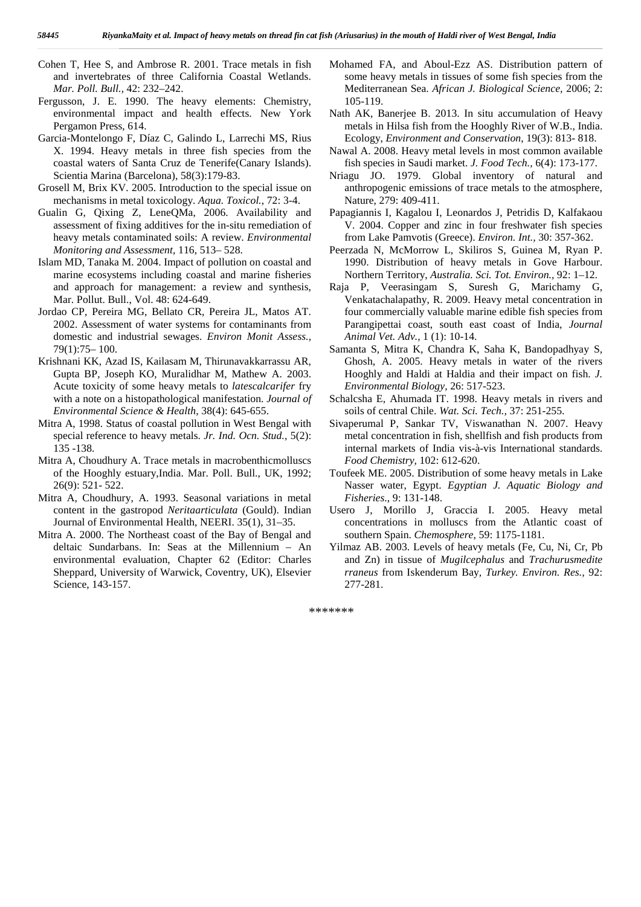Cohen T, Hee S, and Ambrose R. 2001. Trace metals in fish and invertebrates of three California Coastal Wetlands. *Mar. Poll. Bull.,* 42: 232–242.

Fergusson, J. E. 1990. The heavy elements: Chemistry, environmental impact and health effects. New York Pergamon Press, 614.

Garcia-Montelongo F, Díaz C, Galindo L, Larrechi MS, Rius X. 1994. Heavy metals in three fish species from the coastal waters of Santa Cruz de Tenerife(Canary Islands). Scientia Marina (Barcelona), 58(3):179-83.

Grosell M, Brix KV. 2005. Introduction to the special issue on mechanisms in metal toxicology. *Aqua. Toxicol.,* 72: 3-4.

Gualin G, Qixing Z, LeneQMa, 2006. Availability and assessment of fixing additives for the in-situ remediation of heavy metals contaminated soils: A review. *Environmental Monitoring and Assessment,* 116, 513– 528.

Islam MD, Tanaka M. 2004. Impact of pollution on coastal and marine ecosystems including coastal and marine fisheries and approach for management: a review and synthesis, Mar. Pollut. Bull., Vol. 48: 624-649.

Jordao CP, Pereira MG, Bellato CR, Pereira JL, Matos AT. 2002. Assessment of water systems for contaminants from domestic and industrial sewages. *Environ Monit Assess.,* 79(1):75– 100.

Krishnani KK, Azad IS, Kailasam M, Thirunavakkarrassu AR, Gupta BP, Joseph KO, Muralidhar M, Mathew A. 2003. Acute toxicity of some heavy metals to *latescalcarifer* fry with a note on a histopathological manifestation. *Journal of Environmental Science & Health,* 38(4): 645-655.

Mitra A, 1998. Status of coastal pollution in West Bengal with special reference to heavy metals. *Jr. Ind. Ocn. Stud.,* 5(2): 135 -138.

Mitra A, Choudhury A. Trace metals in macrobenthicmolluscs of the Hooghly estuary,India. Mar. Poll. Bull., UK, 1992; 26(9): 521- 522.

Mitra A, Choudhury, A. 1993. Seasonal variations in metal content in the gastropod *Neritaarticulata* (Gould). Indian Journal of Environmental Health, NEERI. 35(1), 31–35.

Mitra A. 2000. The Northeast coast of the Bay of Bengal and deltaic Sundarbans. In: Seas at the Millennium – An environmental evaluation, Chapter 62 (Editor: Charles Sheppard, University of Warwick, Coventry, UK), Elsevier Science, 143-157.

Mohamed FA, and Aboul-Ezz AS. Distribution pattern of some heavy metals in tissues of some fish species from the Mediterranean Sea. *African J. Biological Science,* 2006; 2: 105-119.

Nath AK, Banerjee B. 2013. In situ accumulation of Heavy metals in Hilsa fish from the Hooghly River of W.B., India. Ecology, *Environment and Conservation,* 19(3): 813- 818.

Nawal A. 2008. Heavy metal levels in most common available fish species in Saudi market. *J. Food Tech.,* 6(4): 173-177.

Nriagu JO. 1979. Global inventory of natural and anthropogenic emissions of trace metals to the atmosphere, Nature, 279: 409-411.

Papagiannis I, Kagalou I, Leonardos J, Petridis D, Kalfakaou V. 2004. Copper and zinc in four freshwater fish species from Lake Pamvotis (Greece). *Environ. Int.,* 30: 357-362.

Peerzada N, McMorrow L, Skiliros S, Guinea M, Ryan P. 1990. Distribution of heavy metals in Gove Harbour. Northern Territory, *Australia. Sci. Tot. Environ.,* 92: 1–12.

Raja P, Veerasingam S, Suresh G, Marichamy G, Venkatachalapathy, R. 2009. Heavy metal concentration in four commercially valuable marine edible fish species from Parangipettai coast, south east coast of India, *Journal Animal Vet. Adv.,* 1 (1): 10-14.

Samanta S, Mitra K, Chandra K, Saha K, Bandopadhyay S, Ghosh, A. 2005. Heavy metals in water of the rivers Hooghly and Haldi at Haldia and their impact on fish. *J. Environmental Biology,* 26: 517-523.

Schalcsha E, Ahumada IT. 1998. Heavy metals in rivers and soils of central Chile. *Wat. Sci. Tech.,* 37: 251-255.

Sivaperumal P, Sankar TV, Viswanathan N. 2007. Heavy metal concentration in fish, shellfish and fish products from internal markets of India vis-à-vis International standards. *Food Chemistry,* 102: 612-620.

Toufeek ME. 2005. Distribution of some heavy metals in Lake Nasser water, Egypt. *Egyptian J. Aquatic Biology and Fisheries.,* 9: 131-148.

Usero J, Morillo J, Graccia I. 2005. Heavy metal concentrations in molluscs from the Atlantic coast of southern Spain. *Chemosphere,* 59: 1175-1181.

Yilmaz AB. 2003. Levels of heavy metals (Fe, Cu, Ni, Cr, Pb and Zn) in tissue of *Mugilcephalus* and *Trachurusmedite rraneus* from Iskenderum Bay, *Turkey. Environ. Res.,* 92: 277-281.

*******